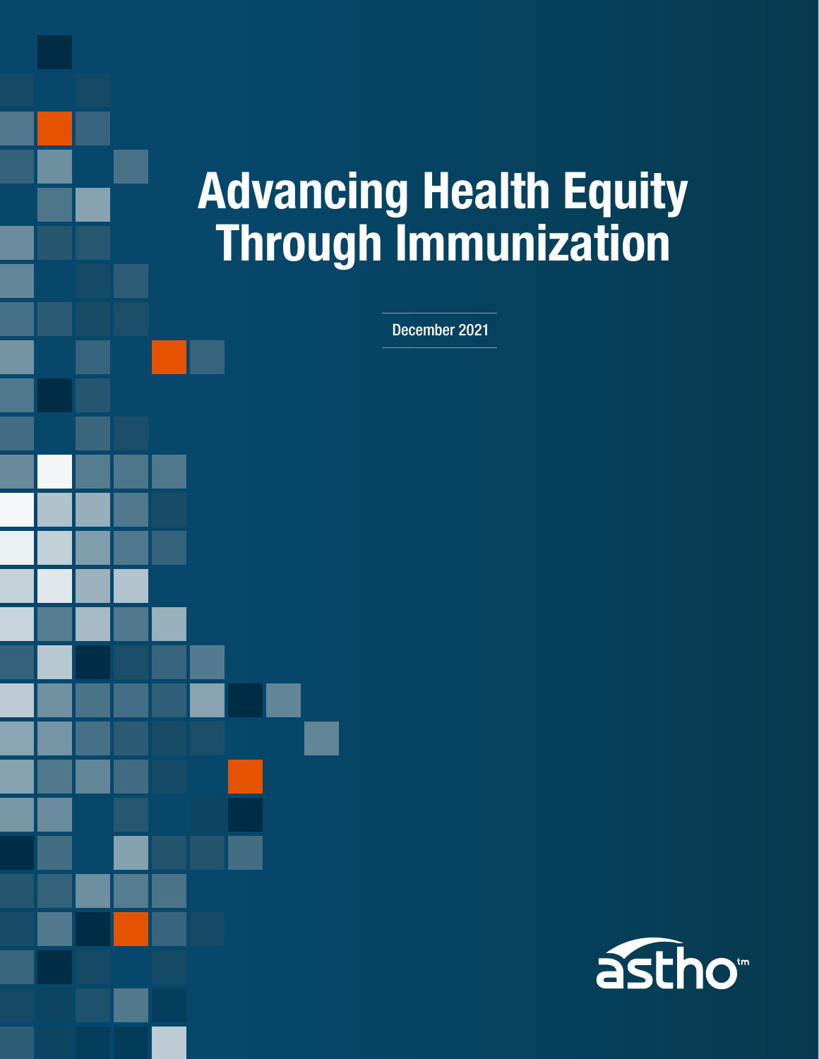# Advancing Health Equity Through Immunization

December 2021

astho™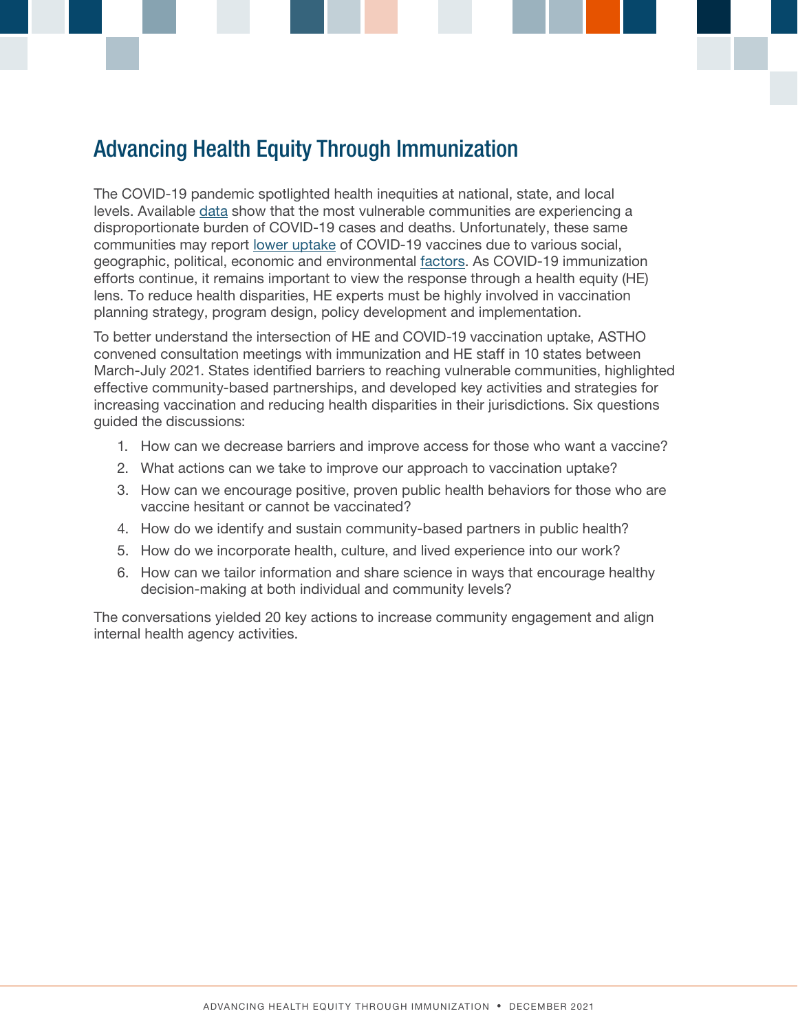## Advancing Health Equity Through Immunization

The COVID-19 pandemic spotlighted health inequities at national, state, and local levels. Available data show that the most vulnerable communities are experiencing a disproportionate burden of COVID-19 cases and deaths. Unfortunately, these same communities may report lower uptake of COVID-19 vaccines due to various social, geographic, political, economic and environmental factors. As COVID-19 immunization efforts continue, it remains important to view the response through a health equity (HE) lens. To reduce health disparities, HE experts must be highly involved in vaccination planning strategy, program design, policy development and implementation.

To better understand the intersection of HE and COVID-19 vaccination uptake, ASTHO convened consultation meetings with immunization and HE staff in 10 states between March-July 2021. States identified barriers to reaching vulnerable communities, highlighted effective community-based partnerships, and developed key activities and strategies for increasing vaccination and reducing health disparities in their jurisdictions. Six questions guided the discussions:

1. How can we decrease barriers and improve access for those who want a vaccine?
2. What actions can we take to improve our approach to vaccination uptake?
3. How can we encourage positive, proven public health behaviors for those who are vaccine hesitant or cannot be vaccinated?
4. How do we identify and sustain community-based partners in public health?
5. How do we incorporate health, culture, and lived experience into our work?
6. How can we tailor information and share science in ways that encourage healthy decision-making at both individual and community levels?

The conversations yielded 20 key actions to increase community engagement and align internal health agency activities.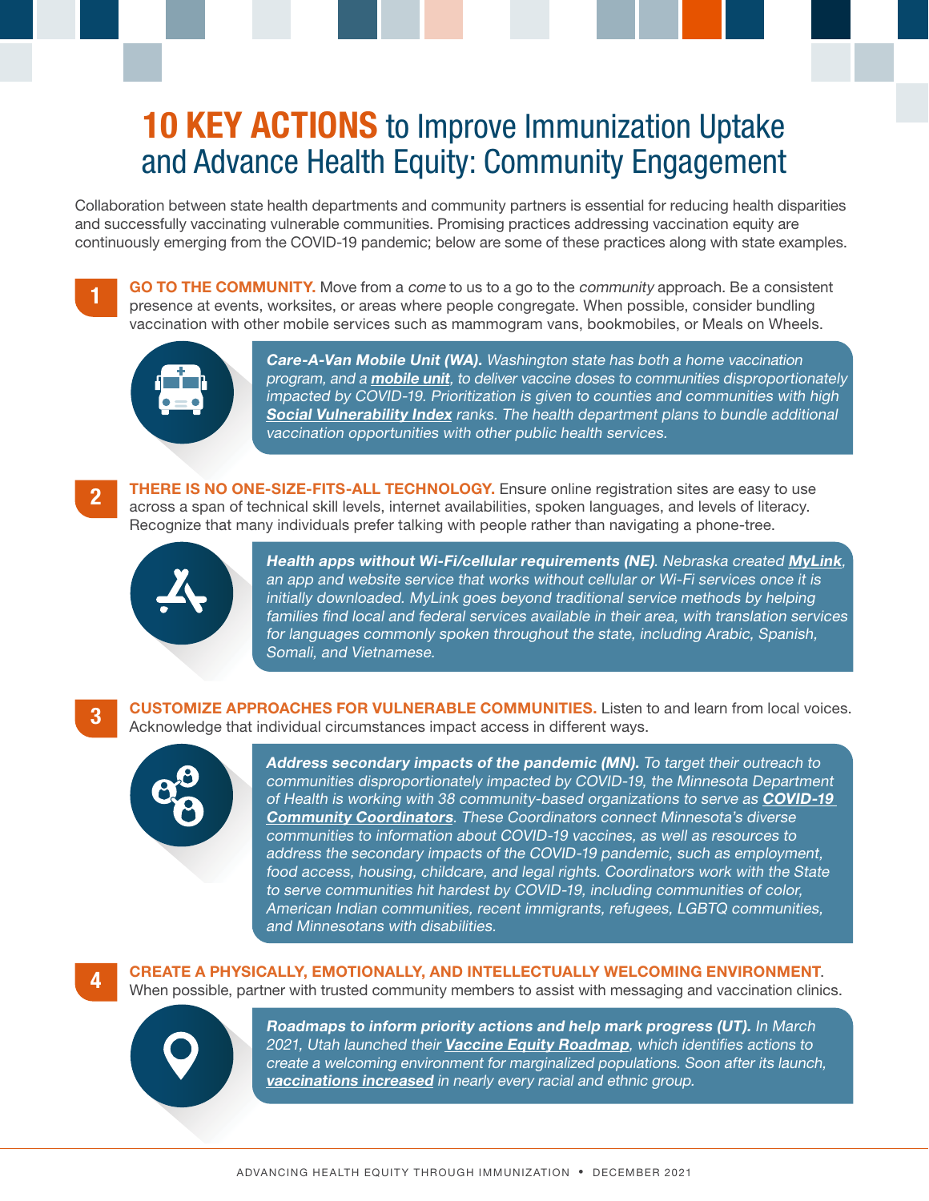# **10 KEY ACTIONS** to Improve Immunization Uptake and Advance Health Equity: Community Engagement

Collaboration between state health departments and community partners is essential for reducing health disparities and successfully vaccinating vulnerable communities. Promising practices addressing vaccination equity are continuously emerging from the COVID-19 pandemic; below are some of these practices along with state examples.

**1**

**GO TO THE COMMUNITY.** Move from a *come* to us to a go to the *community* approach. Be a consistent presence at events, worksites, or areas where people congregate. When possible, consider bundling vaccination with other mobile services such as mammogram vans, bookmobiles, or Meals on Wheels.

> ***Care-A-Van Mobile Unit (WA).*** *Washington state has both a home vaccination program, and a **mobile unit**, to deliver vaccine doses to communities disproportionately impacted by COVID-19. Prioritization is given to counties and communities with high **Social Vulnerability Index** ranks. The health department plans to bundle additional vaccination opportunities with other public health services.*

**2**

**THERE IS NO ONE-SIZE-FITS-ALL TECHNOLOGY.** Ensure online registration sites are easy to use across a span of technical skill levels, internet availabilities, spoken languages, and levels of literacy. Recognize that many individuals prefer talking with people rather than navigating a phone-tree.

> ***Health apps without Wi-Fi/cellular requirements (NE).*** *Nebraska created **MyLink**, an app and website service that works without cellular or Wi-Fi services once it is initially downloaded. MyLink goes beyond traditional service methods by helping families find local and federal services available in their area, with translation services for languages commonly spoken throughout the state, including Arabic, Spanish, Somali, and Vietnamese.*

**3**

**CUSTOMIZE APPROACHES FOR VULNERABLE COMMUNITIES.** Listen to and learn from local voices. Acknowledge that individual circumstances impact access in different ways.

> ***Address secondary impacts of the pandemic (MN).*** *To target their outreach to communities disproportionately impacted by COVID-19, the Minnesota Department of Health is working with 38 community-based organizations to serve as **COVID-19 Community Coordinators**. These Coordinators connect Minnesota's diverse communities to information about COVID-19 vaccines, as well as resources to address the secondary impacts of the COVID-19 pandemic, such as employment, food access, housing, childcare, and legal rights. Coordinators work with the State to serve communities hit hardest by COVID-19, including communities of color, American Indian communities, recent immigrants, refugees, LGBTQ communities, and Minnesotans with disabilities.*

**4**

**CREATE A PHYSICALLY, EMOTIONALLY, AND INTELLECTUALLY WELCOMING ENVIRONMENT.** When possible, partner with trusted community members to assist with messaging and vaccination clinics.

> ***Roadmaps to inform priority actions and help mark progress (UT).*** *In March 2021, Utah launched their **Vaccine Equity Roadmap**, which identifies actions to create a welcoming environment for marginalized populations. Soon after its launch, **vaccinations increased** in nearly every racial and ethnic group.*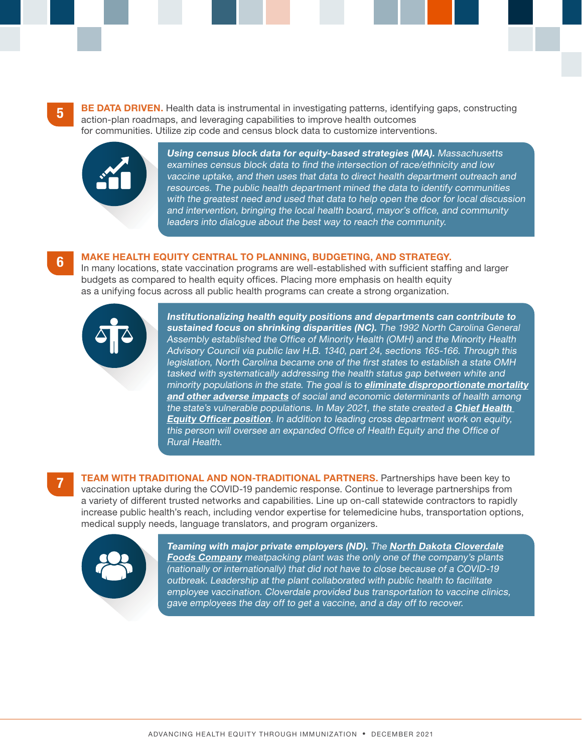## 5 BE DATA DRIVEN.

**BE DATA DRIVEN.** Health data is instrumental in investigating patterns, identifying gaps, constructing action-plan roadmaps, and leveraging capabilities to improve health outcomes for communities. Utilize zip code and census block data to customize interventions.

***Using census block data for equity-based strategies (MA).*** *Massachusetts examines census block data to find the intersection of race/ethnicity and low vaccine uptake, and then uses that data to direct health department outreach and resources. The public health department mined the data to identify communities with the greatest need and used that data to help open the door for local discussion and intervention, bringing the local health board, mayor's office, and community leaders into dialogue about the best way to reach the community.*

## 6 MAKE HEALTH EQUITY CENTRAL TO PLANNING, BUDGETING, AND STRATEGY.

In many locations, state vaccination programs are well-established with sufficient staffing and larger budgets as compared to health equity offices. Placing more emphasis on health equity as a unifying focus across all public health programs can create a strong organization.

***Institutionalizing health equity positions and departments can contribute to sustained focus on shrinking disparities (NC).*** *The 1992 North Carolina General Assembly established the Office of Minority Health (OMH) and the Minority Health Advisory Council via public law H.B. 1340, part 24, sections 165-166. Through this legislation, North Carolina became one of the first states to establish a state OMH tasked with systematically addressing the health status gap between white and minority populations in the state. The goal is to* ***eliminate disproportionate mortality and other adverse impacts*** *of social and economic determinants of health among the state's vulnerable populations. In May 2021, the state created a* ***Chief Health Equity Officer position****. In addition to leading cross department work on equity, this person will oversee an expanded Office of Health Equity and the Office of Rural Health.*

## 7 TEAM WITH TRADITIONAL AND NON-TRADITIONAL PARTNERS.

**TEAM WITH TRADITIONAL AND NON-TRADITIONAL PARTNERS.** Partnerships have been key to vaccination uptake during the COVID-19 pandemic response. Continue to leverage partnerships from a variety of different trusted networks and capabilities. Line up on-call statewide contractors to rapidly increase public health's reach, including vendor expertise for telemedicine hubs, transportation options, medical supply needs, language translators, and program organizers.

***Teaming with major private employers (ND).*** *The* ***North Dakota Cloverdale Foods Company*** *meatpacking plant was the only one of the company's plants (nationally or internationally) that did not have to close because of a COVID-19 outbreak. Leadership at the plant collaborated with public health to facilitate employee vaccination. Cloverdale provided bus transportation to vaccine clinics, gave employees the day off to get a vaccine, and a day off to recover.*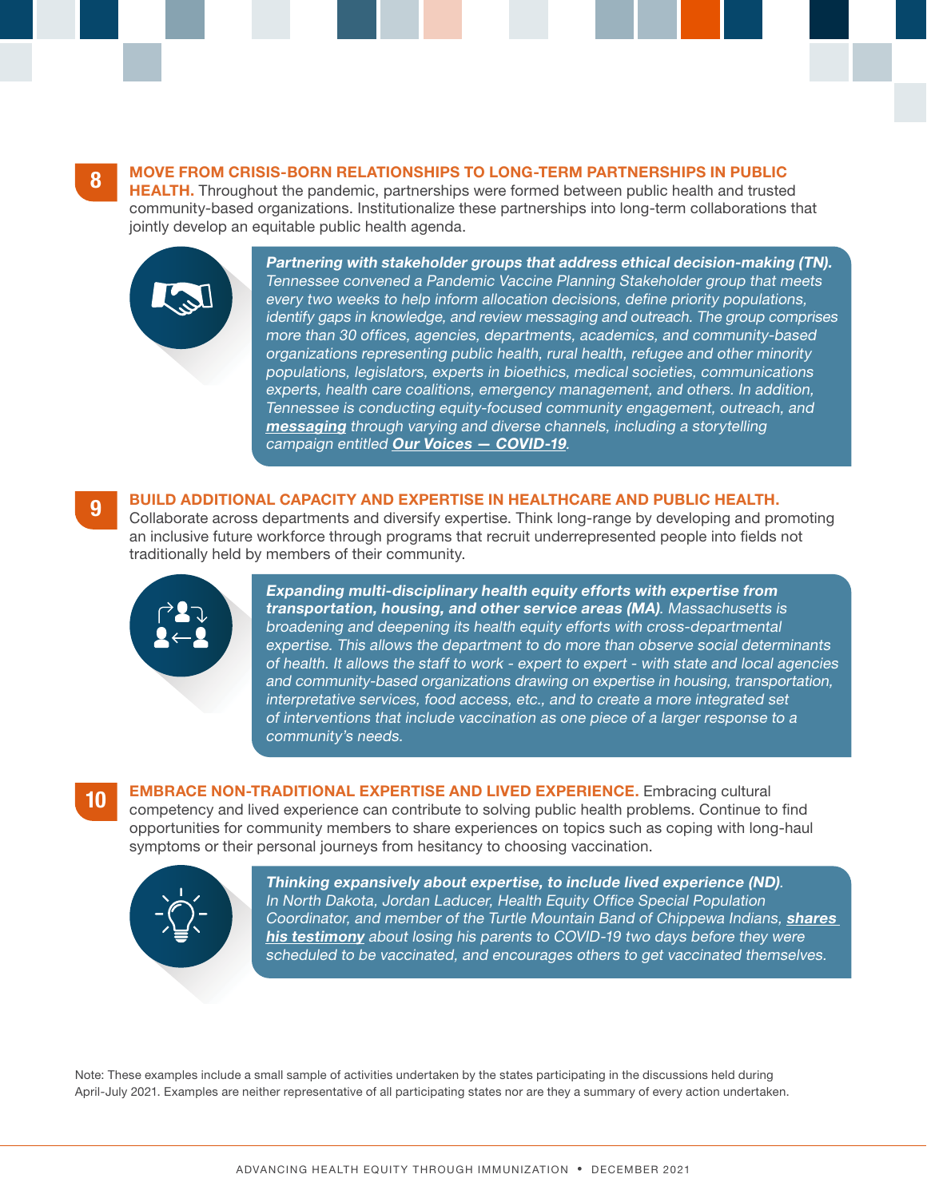**8** **MOVE FROM CRISIS-BORN RELATIONSHIPS TO LONG-TERM PARTNERSHIPS IN PUBLIC HEALTH.** Throughout the pandemic, partnerships were formed between public health and trusted community-based organizations. Institutionalize these partnerships into long-term collaborations that jointly develop an equitable public health agenda.

> ***Partnering with stakeholder groups that address ethical decision-making (TN).*** *Tennessee convened a Pandemic Vaccine Planning Stakeholder group that meets every two weeks to help inform allocation decisions, define priority populations, identify gaps in knowledge, and review messaging and outreach. The group comprises more than 30 offices, agencies, departments, academics, and community-based organizations representing public health, rural health, refugee and other minority populations, legislators, experts in bioethics, medical societies, communications experts, health care coalitions, emergency management, and others. In addition, Tennessee is conducting equity-focused community engagement, outreach, and* ***messaging*** *through varying and diverse channels, including a storytelling campaign entitled* ***Our Voices — COVID-19****.*

**9** **BUILD ADDITIONAL CAPACITY AND EXPERTISE IN HEALTHCARE AND PUBLIC HEALTH.** Collaborate across departments and diversify expertise. Think long-range by developing and promoting an inclusive future workforce through programs that recruit underrepresented people into fields not traditionally held by members of their community.

> ***Expanding multi-disciplinary health equity efforts with expertise from transportation, housing, and other service areas (MA).*** *Massachusetts is broadening and deepening its health equity efforts with cross-departmental expertise. This allows the department to do more than observe social determinants of health. It allows the staff to work - expert to expert - with state and local agencies and community-based organizations drawing on expertise in housing, transportation, interpretative services, food access, etc., and to create a more integrated set of interventions that include vaccination as one piece of a larger response to a community's needs.*

**10** **EMBRACE NON-TRADITIONAL EXPERTISE AND LIVED EXPERIENCE.** Embracing cultural competency and lived experience can contribute to solving public health problems. Continue to find opportunities for community members to share experiences on topics such as coping with long-haul symptoms or their personal journeys from hesitancy to choosing vaccination.

> ***Thinking expansively about expertise, to include lived experience (ND).*** *In North Dakota, Jordan Laducer, Health Equity Office Special Population Coordinator, and member of the Turtle Mountain Band of Chippewa Indians,* ***shares his testimony*** *about losing his parents to COVID-19 two days before they were scheduled to be vaccinated, and encourages others to get vaccinated themselves.*

Note: These examples include a small sample of activities undertaken by the states participating in the discussions held during April-July 2021. Examples are neither representative of all participating states nor are they a summary of every action undertaken.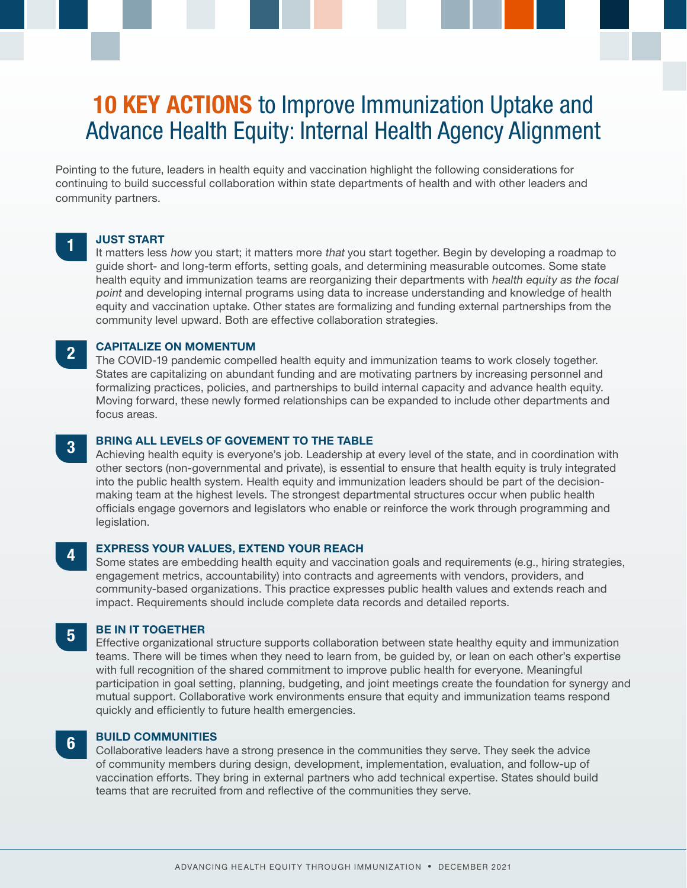# **10 KEY ACTIONS** to Improve Immunization Uptake and Advance Health Equity: Internal Health Agency Alignment

Pointing to the future, leaders in health equity and vaccination highlight the following considerations for continuing to build successful collaboration within state departments of health and with other leaders and community partners.

### 1 JUST START

It matters less *how* you start; it matters more *that* you start together. Begin by developing a roadmap to guide short- and long-term efforts, setting goals, and determining measurable outcomes. Some state health equity and immunization teams are reorganizing their departments with *health equity as the focal point* and developing internal programs using data to increase understanding and knowledge of health equity and vaccination uptake. Other states are formalizing and funding external partnerships from the community level upward. Both are effective collaboration strategies.

### 2 CAPITALIZE ON MOMENTUM

The COVID-19 pandemic compelled health equity and immunization teams to work closely together. States are capitalizing on abundant funding and are motivating partners by increasing personnel and formalizing practices, policies, and partnerships to build internal capacity and advance health equity. Moving forward, these newly formed relationships can be expanded to include other departments and focus areas.

### 3 BRING ALL LEVELS OF GOVEMENT TO THE TABLE

Achieving health equity is everyone's job. Leadership at every level of the state, and in coordination with other sectors (non-governmental and private), is essential to ensure that health equity is truly integrated into the public health system. Health equity and immunization leaders should be part of the decision-making team at the highest levels. The strongest departmental structures occur when public health officials engage governors and legislators who enable or reinforce the work through programming and legislation.

### 4 EXPRESS YOUR VALUES, EXTEND YOUR REACH

Some states are embedding health equity and vaccination goals and requirements (e.g., hiring strategies, engagement metrics, accountability) into contracts and agreements with vendors, providers, and community-based organizations. This practice expresses public health values and extends reach and impact. Requirements should include complete data records and detailed reports.

### 5 BE IN IT TOGETHER

Effective organizational structure supports collaboration between state healthy equity and immunization teams. There will be times when they need to learn from, be guided by, or lean on each other's expertise with full recognition of the shared commitment to improve public health for everyone. Meaningful participation in goal setting, planning, budgeting, and joint meetings create the foundation for synergy and mutual support. Collaborative work environments ensure that equity and immunization teams respond quickly and efficiently to future health emergencies.

### 6 BUILD COMMUNITIES

Collaborative leaders have a strong presence in the communities they serve. They seek the advice of community members during design, development, implementation, evaluation, and follow-up of vaccination efforts. They bring in external partners who add technical expertise. States should build teams that are recruited from and reflective of the communities they serve.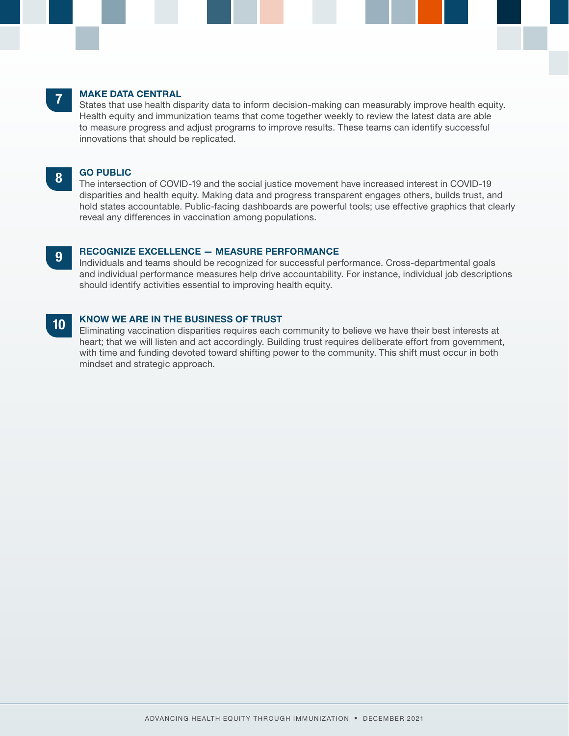### 7 MAKE DATA CENTRAL

States that use health disparity data to inform decision-making can measurably improve health equity. Health equity and immunization teams that come together weekly to review the latest data are able to measure progress and adjust programs to improve results. These teams can identify successful innovations that should be replicated.

### 8 GO PUBLIC

The intersection of COVID-19 and the social justice movement have increased interest in COVID-19 disparities and health equity. Making data and progress transparent engages others, builds trust, and hold states accountable. Public-facing dashboards are powerful tools; use effective graphics that clearly reveal any differences in vaccination among populations.

### 9 RECOGNIZE EXCELLENCE — MEASURE PERFORMANCE

Individuals and teams should be recognized for successful performance. Cross-departmental goals and individual performance measures help drive accountability. For instance, individual job descriptions should identify activities essential to improving health equity.

### 10 KNOW WE ARE IN THE BUSINESS OF TRUST

Eliminating vaccination disparities requires each community to believe we have their best interests at heart; that we will listen and act accordingly. Building trust requires deliberate effort from government, with time and funding devoted toward shifting power to the community. This shift must occur in both mindset and strategic approach.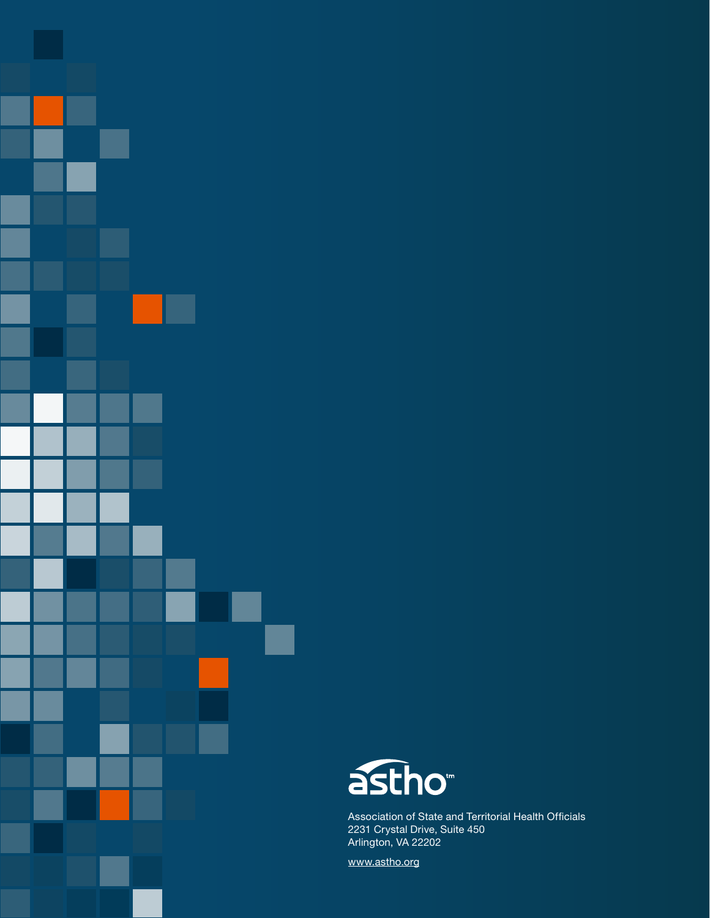astho™

Association of State and Territorial Health Officials
2231 Crystal Drive, Suite 450
Arlington, VA 22202

www.astho.org